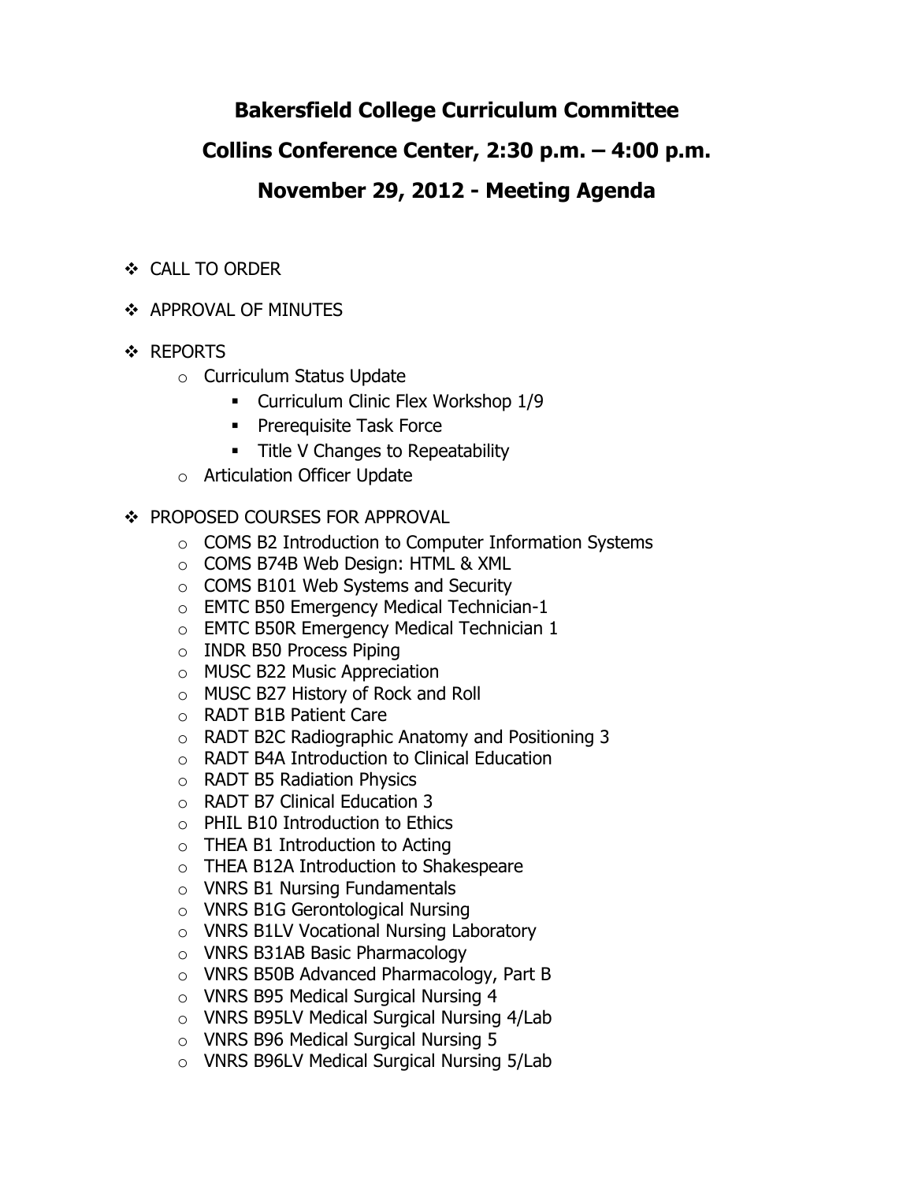# Bakersfield College Curriculum Committee

## Collins Conference Center, 2:30 p.m. – 4:00 p.m.

## November 29, 2012 - Meeting Agenda

- CALL TO ORDER
- APPROVAL OF MINUTES
- REPORTS
  - Curriculum Status Update
    - Curriculum Clinic Flex Workshop 1/9
    - Prerequisite Task Force
    - Title V Changes to Repeatability
  - Articulation Officer Update
- PROPOSED COURSES FOR APPROVAL
  - COMS B2 Introduction to Computer Information Systems
  - COMS B74B Web Design: HTML & XML
  - COMS B101 Web Systems and Security
  - EMTC B50 Emergency Medical Technician-1
  - EMTC B50R Emergency Medical Technician 1
  - INDR B50 Process Piping
  - MUSC B22 Music Appreciation
  - MUSC B27 History of Rock and Roll
  - RADT B1B Patient Care
  - RADT B2C Radiographic Anatomy and Positioning 3
  - RADT B4A Introduction to Clinical Education
  - RADT B5 Radiation Physics
  - RADT B7 Clinical Education 3
  - PHIL B10 Introduction to Ethics
  - THEA B1 Introduction to Acting
  - THEA B12A Introduction to Shakespeare
  - VNRS B1 Nursing Fundamentals
  - VNRS B1G Gerontological Nursing
  - VNRS B1LV Vocational Nursing Laboratory
  - VNRS B31AB Basic Pharmacology
  - VNRS B50B Advanced Pharmacology, Part B
  - VNRS B95 Medical Surgical Nursing 4
  - VNRS B95LV Medical Surgical Nursing 4/Lab
  - VNRS B96 Medical Surgical Nursing 5
  - VNRS B96LV Medical Surgical Nursing 5/Lab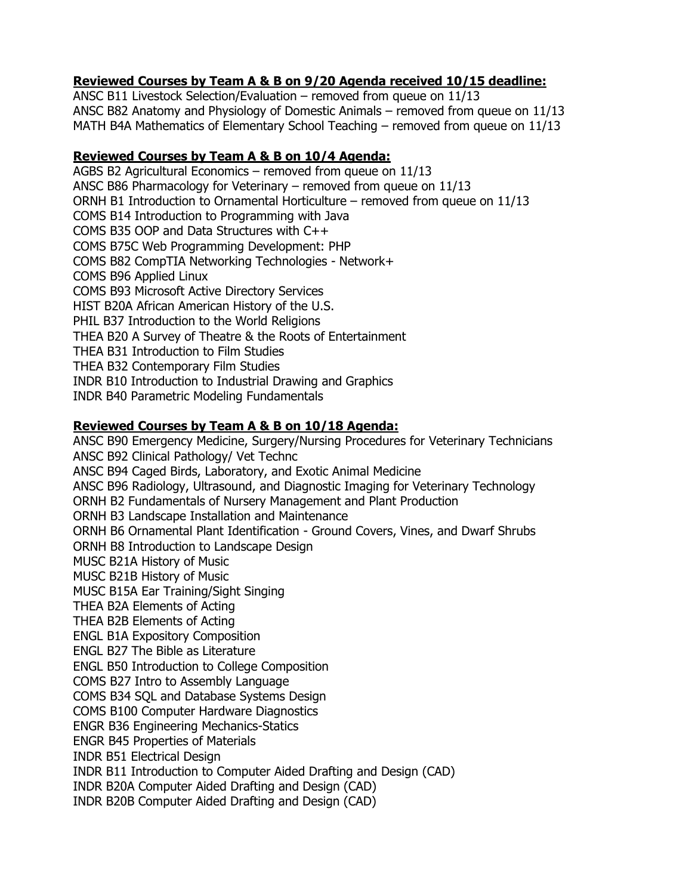**Reviewed Courses by Team A & B on 9/20 Agenda received 10/15 deadline:**

ANSC B11 Livestock Selection/Evaluation – removed from queue on 11/13
ANSC B82 Anatomy and Physiology of Domestic Animals – removed from queue on 11/13
MATH B4A Mathematics of Elementary School Teaching – removed from queue on 11/13

**Reviewed Courses by Team A & B on 10/4 Agenda:**

AGBS B2 Agricultural Economics – removed from queue on 11/13
ANSC B86 Pharmacology for Veterinary – removed from queue on 11/13
ORNH B1 Introduction to Ornamental Horticulture – removed from queue on 11/13
COMS B14 Introduction to Programming with Java
COMS B35 OOP and Data Structures with C++
COMS B75C Web Programming Development: PHP
COMS B82 CompTIA Networking Technologies - Network+
COMS B96 Applied Linux
COMS B93 Microsoft Active Directory Services
HIST B20A African American History of the U.S.
PHIL B37 Introduction to the World Religions
THEA B20 A Survey of Theatre & the Roots of Entertainment
THEA B31 Introduction to Film Studies
THEA B32 Contemporary Film Studies
INDR B10 Introduction to Industrial Drawing and Graphics
INDR B40 Parametric Modeling Fundamentals

**Reviewed Courses by Team A & B on 10/18 Agenda:**

ANSC B90 Emergency Medicine, Surgery/Nursing Procedures for Veterinary Technicians
ANSC B92 Clinical Pathology/ Vet Technc
ANSC B94 Caged Birds, Laboratory, and Exotic Animal Medicine
ANSC B96 Radiology, Ultrasound, and Diagnostic Imaging for Veterinary Technology
ORNH B2 Fundamentals of Nursery Management and Plant Production
ORNH B3 Landscape Installation and Maintenance
ORNH B6 Ornamental Plant Identification - Ground Covers, Vines, and Dwarf Shrubs
ORNH B8 Introduction to Landscape Design
MUSC B21A History of Music
MUSC B21B History of Music
MUSC B15A Ear Training/Sight Singing
THEA B2A Elements of Acting
THEA B2B Elements of Acting
ENGL B1A Expository Composition
ENGL B27 The Bible as Literature
ENGL B50 Introduction to College Composition
COMS B27 Intro to Assembly Language
COMS B34 SQL and Database Systems Design
COMS B100 Computer Hardware Diagnostics
ENGR B36 Engineering Mechanics-Statics
ENGR B45 Properties of Materials
INDR B51 Electrical Design
INDR B11 Introduction to Computer Aided Drafting and Design (CAD)
INDR B20A Computer Aided Drafting and Design (CAD)
INDR B20B Computer Aided Drafting and Design (CAD)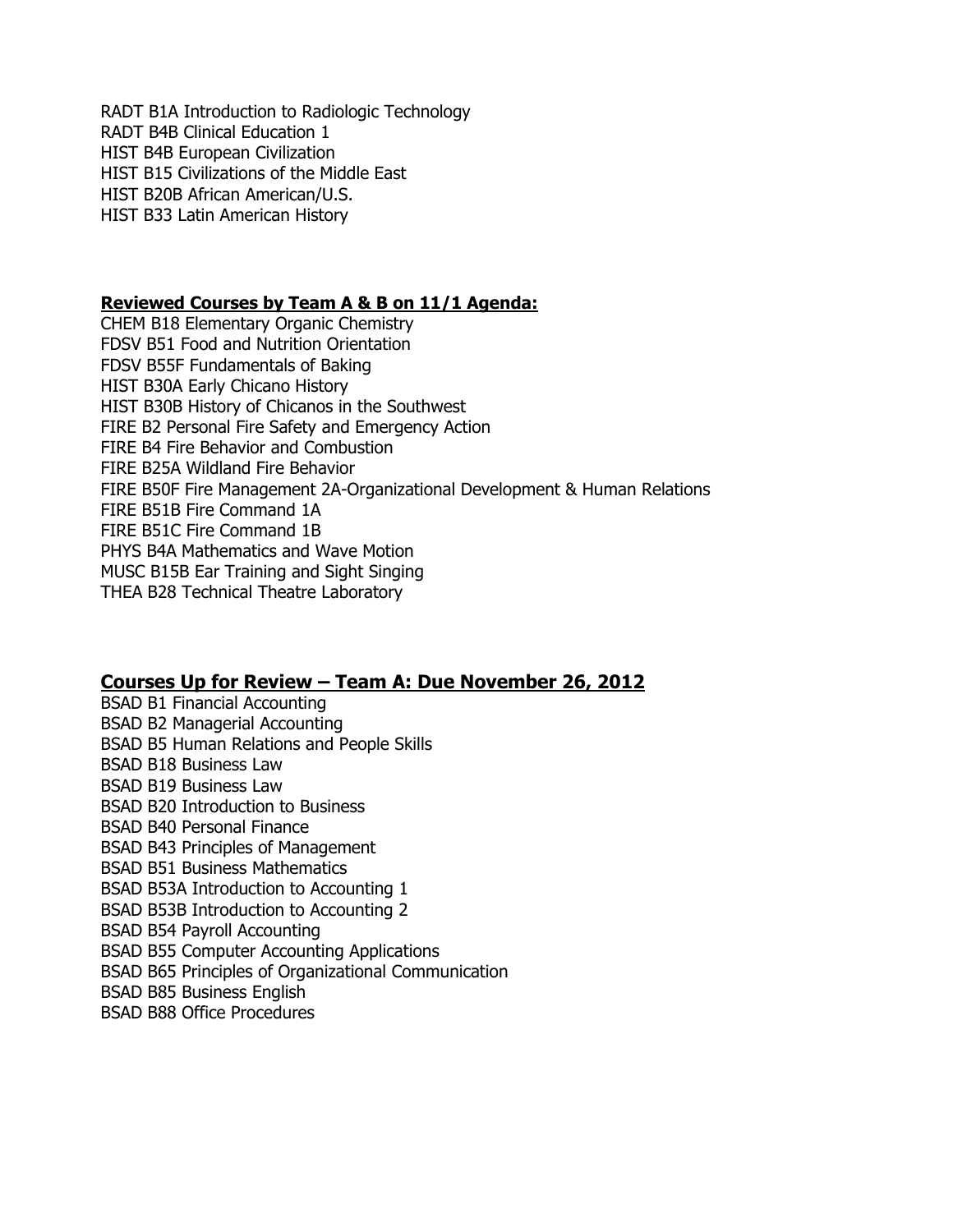RADT B1A Introduction to Radiologic Technology
RADT B4B Clinical Education 1
HIST B4B European Civilization
HIST B15 Civilizations of the Middle East
HIST B20B African American/U.S.
HIST B33 Latin American History

**Reviewed Courses by Team A & B on 11/1 Agenda:**

CHEM B18 Elementary Organic Chemistry
FDSV B51 Food and Nutrition Orientation
FDSV B55F Fundamentals of Baking
HIST B30A Early Chicano History
HIST B30B History of Chicanos in the Southwest
FIRE B2 Personal Fire Safety and Emergency Action
FIRE B4 Fire Behavior and Combustion
FIRE B25A Wildland Fire Behavior
FIRE B50F Fire Management 2A-Organizational Development & Human Relations
FIRE B51B Fire Command 1A
FIRE B51C Fire Command 1B
PHYS B4A Mathematics and Wave Motion
MUSC B15B Ear Training and Sight Singing
THEA B28 Technical Theatre Laboratory

## Courses Up for Review – Team A: Due November 26, 2012

BSAD B1 Financial Accounting
BSAD B2 Managerial Accounting
BSAD B5 Human Relations and People Skills
BSAD B18 Business Law
BSAD B19 Business Law
BSAD B20 Introduction to Business
BSAD B40 Personal Finance
BSAD B43 Principles of Management
BSAD B51 Business Mathematics
BSAD B53A Introduction to Accounting 1
BSAD B53B Introduction to Accounting 2
BSAD B54 Payroll Accounting
BSAD B55 Computer Accounting Applications
BSAD B65 Principles of Organizational Communication
BSAD B85 Business English
BSAD B88 Office Procedures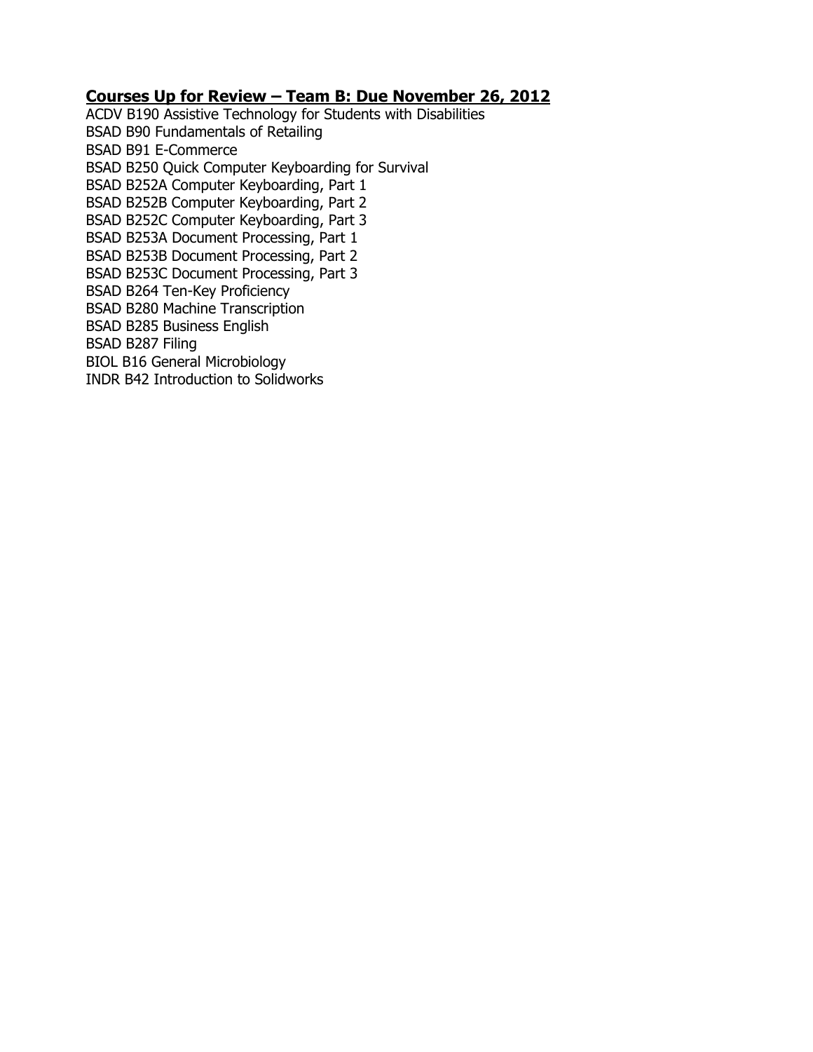## **Courses Up for Review – Team B: Due November 26, 2012**

ACDV B190 Assistive Technology for Students with Disabilities
BSAD B90 Fundamentals of Retailing
BSAD B91 E-Commerce
BSAD B250 Quick Computer Keyboarding for Survival
BSAD B252A Computer Keyboarding, Part 1
BSAD B252B Computer Keyboarding, Part 2
BSAD B252C Computer Keyboarding, Part 3
BSAD B253A Document Processing, Part 1
BSAD B253B Document Processing, Part 2
BSAD B253C Document Processing, Part 3
BSAD B264 Ten-Key Proficiency
BSAD B280 Machine Transcription
BSAD B285 Business English
BSAD B287 Filing
BIOL B16 General Microbiology
INDR B42 Introduction to Solidworks